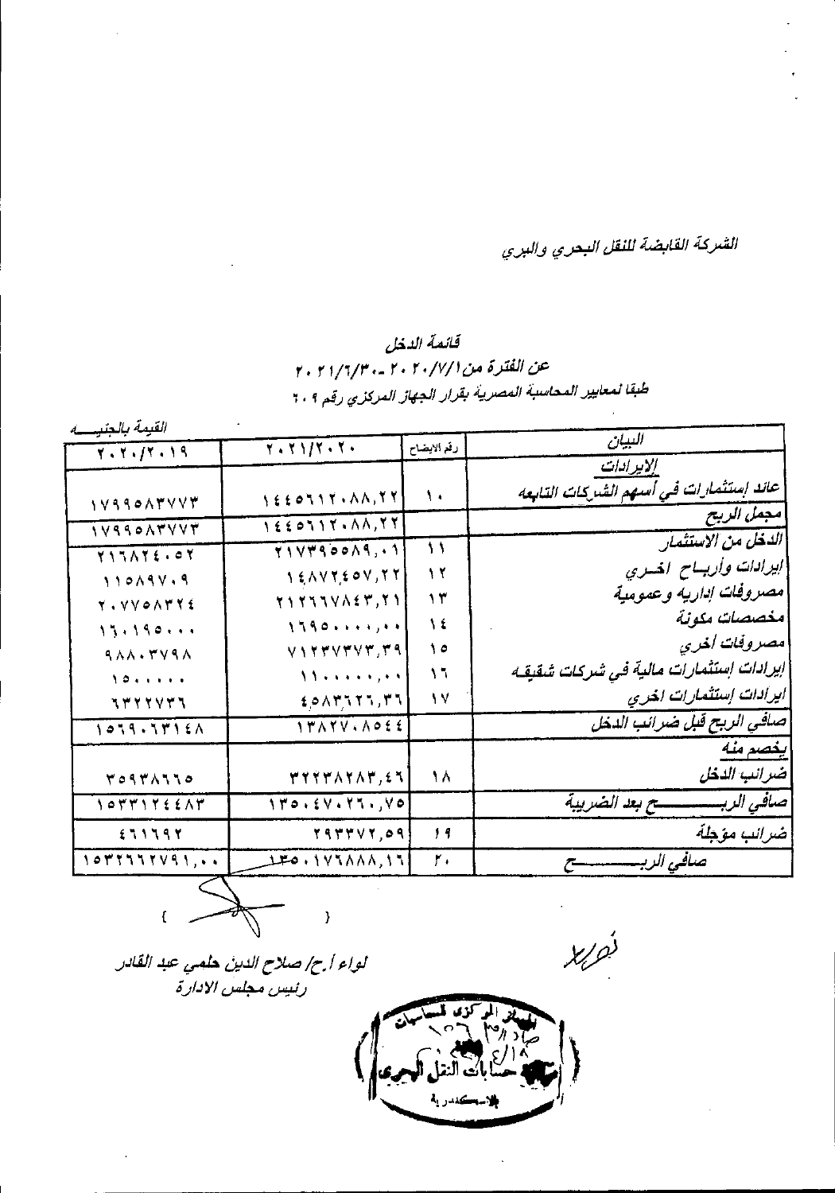الشركة القابضة للنقل البحري والبري

## قائمة الدخل

### عن الفترة من ٢٠٢٠/٧/١ ـ ٢٠٢١/٦/٣٠

### طبقا لمعايير المحاسبة المصرية بقرار الجهاز المركزي رقم ٢٠٩

القيمة بالجنيـــه

| البيان | رقم الايضاح | ٢٠٢١/٢٠٢٠ | ٢٠٢٠/٢٠١٩ |
|---|---|---|---|
| **الإيرادات** | | | |
| عائد إستثمارات في أسهم الشركات التابعه | ١٠ | ١٤٤٥٦١٢٠٨٨,٢٢ | ١٧٩٩٥٨٣٧٧٣ |
| مجمل الربح | | ١٤٤٥٦١٢٠٨٨,٢٢ | ١٧٩٩٥٨٣٧٧٣ |
| الدخل من الاستثمار | ١١ | ٢١٧٣٩٥٥٨٩,٠١ | ٢١٦٨٢٤٠٥٢ |
| إيرادات وأربـاح اخــري | ١٢ | ١٤٨٧٢٤٥٧,٢٢ | ١١٥٨٩٧٠٩ |
| مصروفات إداريه وعموميه | ١٣ | ٢١٢٦٦٧٨٤٣,٢١ | ٢٠٧٧٥٨٣٢٤ |
| مخصصات مكونة | ١٤ | ١٦٩٥٠٠٠٠٠,٠٠ | ١٦٠١٩٥٠٠٠ |
| مصروفات اخري | ١٥ | ٧١٢٣٧٣٧٣,٣٩ | ٩٨٨٠٣٧٩٨ |
| إيرادات إستثمارات مالية في شركات شقيقـه | ١٦ | ١١٠٠٠٠٠٠,٠٠ | ١٥٠٠٠٠٠٠ |
| ايرادات إستثمارات اخري | ١٧ | ٤٥٨٣٦٢٦,٣٦ | ٦٣٢٢٧٣٦ |
| صافي الربح قبل ضرائب الدخل | | ١٣٨٢٧٠٨٥٤٤ | ١٥٦٩٠٦٣١٤٨ |
| **يخصم منه** | | | |
| ضرائب الدخل | ١٨ | ٣٢٢٣٨٢٨٣,٤٦ | ٣٥٩٣٨٦٦٥ |
| صافي الربـــــــــح بعد الضريبة | | ١٣٥٠٤٧٠٢٦٠,٧٥ | ١٥٣٣١٢٤٤٨٣ |
| ضرائب مؤجلة | ١٩ | ٢٩٣٣٧٢,٥٩ | ٤٦١٦٩٢ |
| صافي الربــــــــح | ٢٠ | ١٣٥٠١٧٦٨٨٨,١٦ | ١٥٣٢٦٦٢٧٩١,٠٠ |

لواء أ.ح/ صلاح الدين حلمي عبد القادر
رئيس مجلس الادارة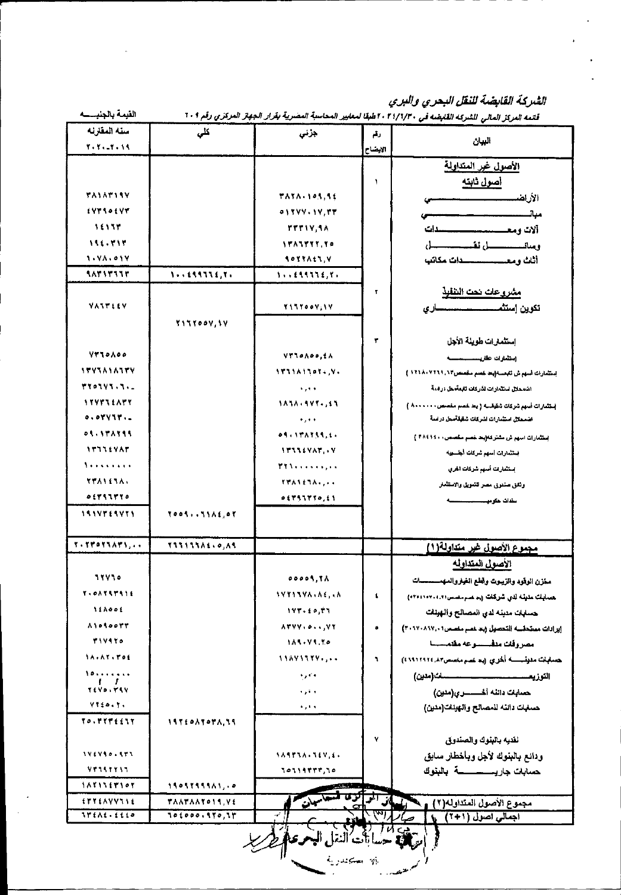## الشركة القابضة للنقل البحري والبري

قائمة المركز المالي للشركة القابضة في ٢٠٢١/٦/٣٠ طبقا لمعايير المحاسبة المصرية بقرار الجهاز المركزي رقم ٢٠١

القيمة بالجنيـــه

| البيان | رقم الايضاح | جزئي | كلي | سنه المقارنه ٢٠٢٠-٢٠١٩ |
|---|---|---|---|---|
| **الأصول غير المتداولة** | | | | |
| **أصول ثابته** | ١ | | | |
| الأراضـــــــــــي | | ٣٨٢٨٠١٥٩,٩٤ | | ٣٨١٨٣١٩٧ |
| مبانـــــــــــــــي | | ٥١٢٧٧٠١٧,٣٣ | | ٤٧٣٩٥٤٧٣ |
| آلات ومعـــــــــدات | | ٢٣٣١٧,٩٨ | | ١٤١٦٣ |
| وسائـــــــل نقــــــــل | | ١٣٨٦٣٢٢,٢٥ | | ١٩٤٠٣١٣ |
| أثاث ومعـــــــدات مكاتب | | ٩٥٢٢٨٤٦,٧ | | ١٠٧٨٠٥١٧ |
| | | ١٠٠٤٩٩٦٦٤,٢٠ | ١٠٠٤٩٩٦٦٤,٢٠ | ٩٨٣١٣٦٦٣ |
| **مشروعات تحت التنفيذ** | ٢ | | | |
| تكوين إستثمــــــــــاري | | ٢١٦٢٥٥٧,١٧ | | ٧٨٦٣٤٤٧ |
| | | | ٢١٦٢٥٥٧,١٧ | |
| إستثمارات طويلة الأجل | ٣ | | | |
| إستثمارات عقاريــــــــه | | ٧٣٦٥٨٥٥,٤٨ | | ٧٣٦٥٨٥٥ |
| إستثمارات أسهم في تابعــه(بعد خصم مخصص١٢١٨٠٧٢٦١,١٣) | | ١٣٦١٨١٦٥٢٠,٧٠ | | ١٣٧٦٨١٨٦٣٧ |
| اضمحلال استثمارات لشركات تابعة(تحت دراسة | | ٠,٠٠ | | ٣٢٥٦٧٦٠٦٠- |
| إستثمارات أسهم شركات شقيقــه ( بعد خصم مخصص ٨٠٠٠٠٠٠ ) | | ١٨٦٨٠٩٧٢٠,٤٦ | | ١٢٧٣٦٤٨٣٢ |
| اضمحلال استثمارات لشركات شقيقة(تحت دراسة | | ٠,٠٠ | | ٥٠٥٣٧٦٣٠- |
| إستثمارات اسهم في مشتركة(بعد خصم مخصص ٣٨٤١١٥٠٠ ) | | ٥٩٠١٣٨٢٩٩,٤٠ | | ٥٩٠١٣٨٢٩٩ |
| إستثمارات أسهم شركات أجنبيه | | ١٣٦٦٤٧٨٣,٠٧ | | ١٣٦٦٤٧٨٣ |
| إستثمارات أسهم شركات اخري | | ٣٢١٠٠٠٠٠٠,٠٠ | | ١٠٠٠٠٠٠٠٠ |
| وثائق صندوق مصر للتمويل والاستثمار | | ٢٣٨١٤٦٨٠,٠٠ | | ٢٣٨١٤٦٨٠ |
| سندات حكوميـــــــــه | | ٥٤٣٩٦٣٢٥,٤١ | | ٥٤٣٩٦٣٢٥ |
| | | | ٢٥٥٩٠٠٦١٨٤,٥٢ | ١٩١٧٣٤٩٧٢١ |
| **مجموع الأصول غير متداولة(١)** | | | ٢٦٦١٦٦٨٤٠٥,٨٩ | ٢٠٢٣٥٢٦٨٣١,٠٠ |
| **الأصول المتداوله** | | | | |
| مخزن الوقود والزيوت وقطع الغيار والمهمـــــات | | ٥٥٥٥٩,٢٨ | | ٦٢٧٦٥ |
| حسابات مدينه لدي شركات (بعد خصم مخصص٥٣٤١١٥٧٠٠٤,٢١) | ٤ | ١٧٢١٦٧٨٠٨٤,٠٨ | | ٢٠٥٨٢٩٣٩١٤ |
| حسابات مدينه لدي المصالح والهيئات | | ١٧٣٠٤٥,٣٦ | | ١٤٨٥٥٤ |
| إيرادات مستحقــه التحصيل (بعد خصم مخصص٣٠١٧٠٨١٧,٠١) | ٥ | ٨٣٧٧٠٥٠٠,٧٢ | | ٨١٥٩٥٥٣٣ |
| مصروفات مدفـــــــوعه مقدمـــــا | | ١٨٩٠٧٩,٢٥ | | ٣١٧٩٢٥ |
| حسابات مدينــــه أخري (بعد خصم مخصص٤١٩١٢٩٢٤,٨٣) | ٦ | ١١٨٧١٦٢٧٠,٠٠ | | ١٨٠٨٢٠٣٥٤ |
| التوزيعـــــــــــــات(مدين) | | ٠,٠٠ | | ١٥٠٠٠٠٠٠٠ |
| حسابات دائنه أخـــــــري(مدين) | | ٠,٠٠ | | ٢٤٧٥٠٣٩٧ |
| حسابات دائنه للمصالح والهيئات(مدين) | | ٠,٠٠ | | ٧٢٤٥٠٢٠ |
| | | | ١٩٢٤٥٨٢٥٣٨,٦٩ | ٢٥٠٢٣٣٤٤٦٢ |
| نقديه بالبنوك والصندوق | ٧ | | | |
| ودائع بالبنوك لأجل وباخطار سابق | | ١٨٩٣٦٨٠٦٤٧,٤٠ | | ١٧٤٧٩٥٠٩٣٦ |
| حسابات جاريـــــــــة بالبنوك | | ٦٥٦١٩٣٣٣,٦٥ | | ٧٣٦٩٢٢١٦ |
| | | | ١٩٥٩٢٩٩٩٨١,٠٥ | ١٨٢١٦٤٣١٥٢ |
| مجموع الأصول المتداوله(٢) | | | ٣٨٨٣٨٨٢٥١٩,٧٤ | ٤٣٢٤٨٧٧٦١٤ |
| اجمالي اصول (١+٢) | | | ٦٥٤٥٥٥٠٩٢٥,٦٣ | ٦٣٤٨٤٠٤٤٤٥ |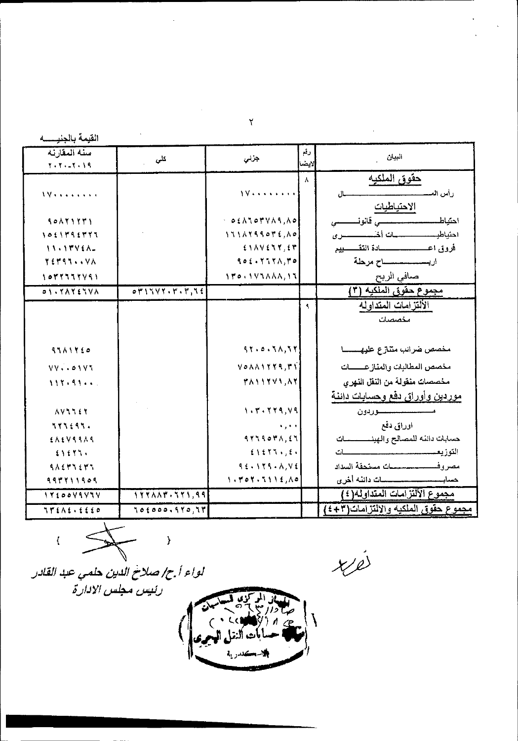القيمة بالجنيـــه

| البيان | رقم الايضاح | جزئي | كلي | سنه المقارنه ٢٠٢٠-٢٠١٩ |
|---|---|---|---|---|
| **حقوق الملكيه** | ٨ | | | |
| رأس المـــــــال | | ١٧٠٠٠٠٠٠٠٠ | | ١٧٠٠٠٠٠٠٠٠ |
| **الاحتياطيات** | | | | |
| احتياطـــــــي قانونـــــي | | ٥٤٨٦٥٣٧٨٩,٨٥ | | ٩٥٨٢١٢٣١ |
| احتياطيـــــات أخـــــرى | | ١٦١٨٢٩٩٥٣٤,٨٥ | | ١٥٤١٣٩٤٣٢٦ |
| فروق اعـــــادة التقـــييم | | ٤١٨٧٤٦٢,٤٣ | | ١١٠١٣٧٤٨- |
| اربـــــــــاح مرحلة | | ٩٥٤٠٢٦٢٨,٣٥ | | ٢٤٣٩٦٠٠٧٨ |
| صافي الربح | | ١٣٥٠١٧٦٨٨٨,١٦ | | ١٥٣٢٦٦٢٧٩١ |
| **مجموع حقوق الملكيه (٣)** | | | ٥٣١٦٧٧٠٣٠٣,٦٤ | ٥١٠٢٨٢٤٦٧٨ |
| **الألتزامات المتداوله** | ٩ | | | |
| مخصصات | | | | |
| مخصص ضرائب متنازع عليهـــا | | ٩٢٠٥٠٦٨,٦٢ | | ٩٦٨١٢٤٥ |
| مخصص المطالبات والمنازعــــات | | ٧٥٨٨١٢٢٩,٣١ | | ٧٧٠٠٥١٧٦ |
| مخصصات منقولة من النقل النهري | | ٣٨١١٢٧١,٨٢ | | ١١٢٠٩١٠٠٠ |
| **موردين وأوراق دفع وحسابات دائنة** | | | | |
| مـــــــوردون | | ١٠٣٠٢٢٩,٧٩ | | ٨٧٦٦٤٢ |
| اوراق دفع | | ٠,٠٠ | | ٦٢٦٤٩٦٠ |
| حسابات دائنه للمصالح والهيئـــــات | | ٩٢٦٩٥٣٨,٤٦ | | ٤٨٤٧٩٩٨٩ |
| التوزيعـــــــــات | | ٤١٤٢٦٠,٤٠ | | ٤١٤٢٦٠ |
| مصروفـــــات مستحقة السداد | | ٩٤٠١٢٩٠٨,٧٤ | | ٩٨٤٣٦٤٣٦ |
| حسابـــــات دائنه أخرى | | ١٠٣٥٢٠٦١١٤,٨٥ | | ٩٩٣٢١١٩٥٩ |
| **مجموع الألتزامات المتداوله(٤)** | | | ١٢٢٨٨٣٠٦٢١,٩٩ | ١٢٤٥٥٧٩٧٦٧ |
| **مجموع حقوق الملكيه والالتزامات(٣+٤)** | | | ٦٥٤٥٥٥٠٩٢٥,٦٣ | ٦٣٤٨٤٠٤٤٤٥ |

لواء أ.ح/ صلاح الدين حلمي عبد القادر
رئيس مجلس الادارة

الجهاز المركزي للمحاسبات
حسابات النقل البحري
الاسكندرية